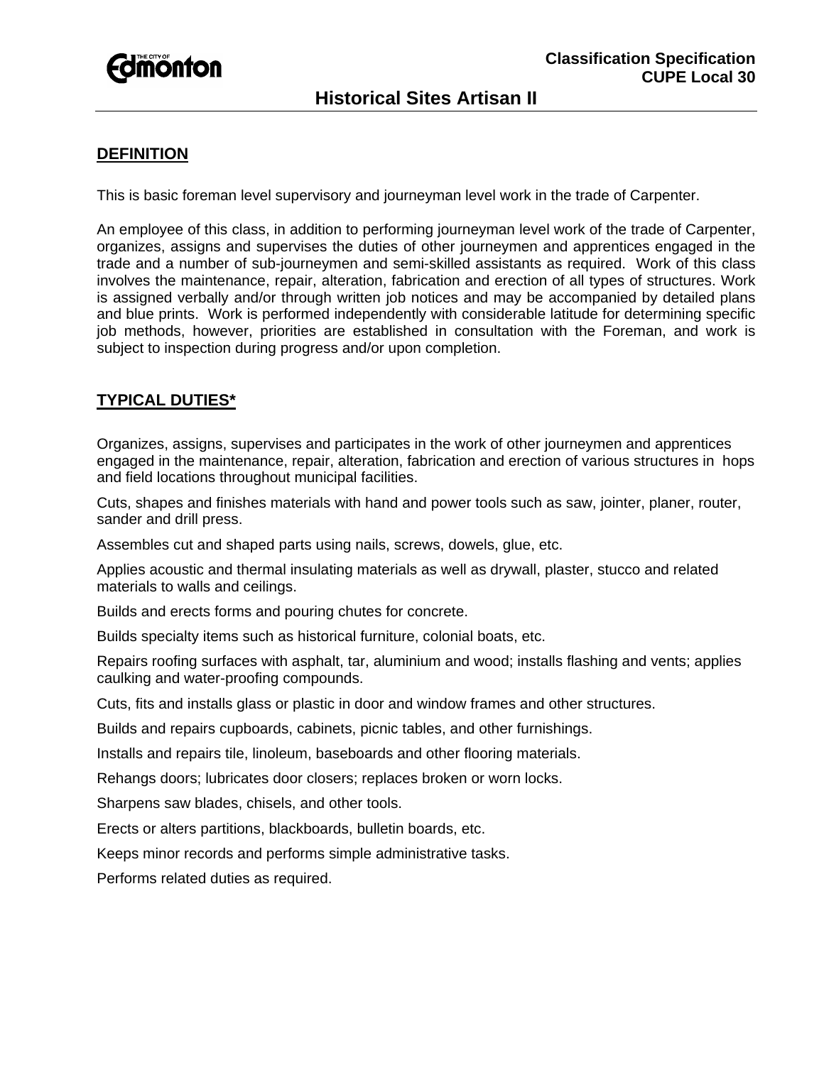Classification Specification
CUPE Local 30

# Historical Sites Artisan II

## DEFINITION

This is basic foreman level supervisory and journeyman level work in the trade of Carpenter.

An employee of this class, in addition to performing journeyman level work of the trade of Carpenter, organizes, assigns and supervises the duties of other journeymen and apprentices engaged in the trade and a number of sub-journeymen and semi-skilled assistants as required. Work of this class involves the maintenance, repair, alteration, fabrication and erection of all types of structures. Work is assigned verbally and/or through written job notices and may be accompanied by detailed plans and blue prints. Work is performed independently with considerable latitude for determining specific job methods, however, priorities are established in consultation with the Foreman, and work is subject to inspection during progress and/or upon completion.

## TYPICAL DUTIES*

Organizes, assigns, supervises and participates in the work of other journeymen and apprentices engaged in the maintenance, repair, alteration, fabrication and erection of various structures in hops and field locations throughout municipal facilities.

Cuts, shapes and finishes materials with hand and power tools such as saw, jointer, planer, router, sander and drill press.

Assembles cut and shaped parts using nails, screws, dowels, glue, etc.

Applies acoustic and thermal insulating materials as well as drywall, plaster, stucco and related materials to walls and ceilings.

Builds and erects forms and pouring chutes for concrete.

Builds specialty items such as historical furniture, colonial boats, etc.

Repairs roofing surfaces with asphalt, tar, aluminium and wood; installs flashing and vents; applies caulking and water-proofing compounds.

Cuts, fits and installs glass or plastic in door and window frames and other structures.

Builds and repairs cupboards, cabinets, picnic tables, and other furnishings.

Installs and repairs tile, linoleum, baseboards and other flooring materials.

Rehangs doors; lubricates door closers; replaces broken or worn locks.

Sharpens saw blades, chisels, and other tools.

Erects or alters partitions, blackboards, bulletin boards, etc.

Keeps minor records and performs simple administrative tasks.

Performs related duties as required.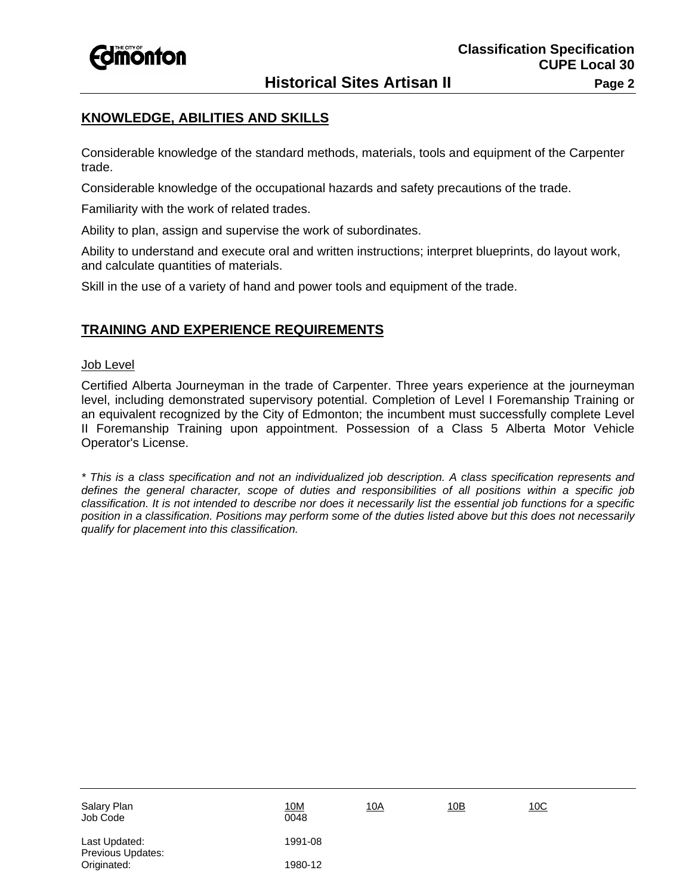## KNOWLEDGE, ABILITIES AND SKILLS

Considerable knowledge of the standard methods, materials, tools and equipment of the Carpenter trade.

Considerable knowledge of the occupational hazards and safety precautions of the trade.

Familiarity with the work of related trades.

Ability to plan, assign and supervise the work of subordinates.

Ability to understand and execute oral and written instructions; interpret blueprints, do layout work, and calculate quantities of materials.

Skill in the use of a variety of hand and power tools and equipment of the trade.

## TRAINING AND EXPERIENCE REQUIREMENTS

Job Level

Certified Alberta Journeyman in the trade of Carpenter. Three years experience at the journeyman level, including demonstrated supervisory potential. Completion of Level I Foremanship Training or an equivalent recognized by the City of Edmonton; the incumbent must successfully complete Level II Foremanship Training upon appointment. Possession of a Class 5 Alberta Motor Vehicle Operator's License.

*\* This is a class specification and not an individualized job description. A class specification represents and defines the general character, scope of duties and responsibilities of all positions within a specific job classification. It is not intended to describe nor does it necessarily list the essential job functions for a specific position in a classification. Positions may perform some of the duties listed above but this does not necessarily qualify for placement into this classification.*

| | | | | |
|---|---|---|---|---|
| Salary Plan | 10M | 10A | 10B | 10C |
| Job Code | 0048 | | | |
| Last Updated: | 1991-08 | | | |
| Previous Updates: | | | | |
| Originated: | 1980-12 | | | |